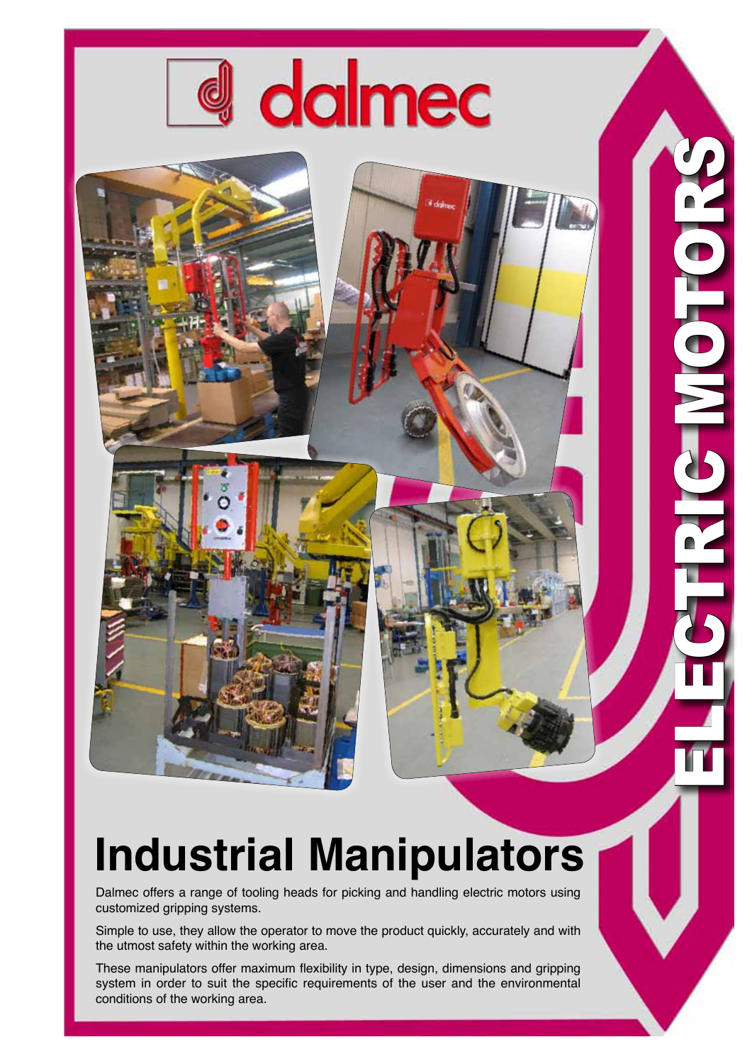dalmec

ELECTRIC MOTORS

# Industrial Manipulators

Dalmec offers a range of tooling heads for picking and handling electric motors using customized gripping systems.

Simple to use, they allow the operator to move the product quickly, accurately and with the utmost safety within the working area.

These manipulators offer maximum flexibility in type, design, dimensions and gripping system in order to suit the specific requirements of the user and the environmental conditions of the working area.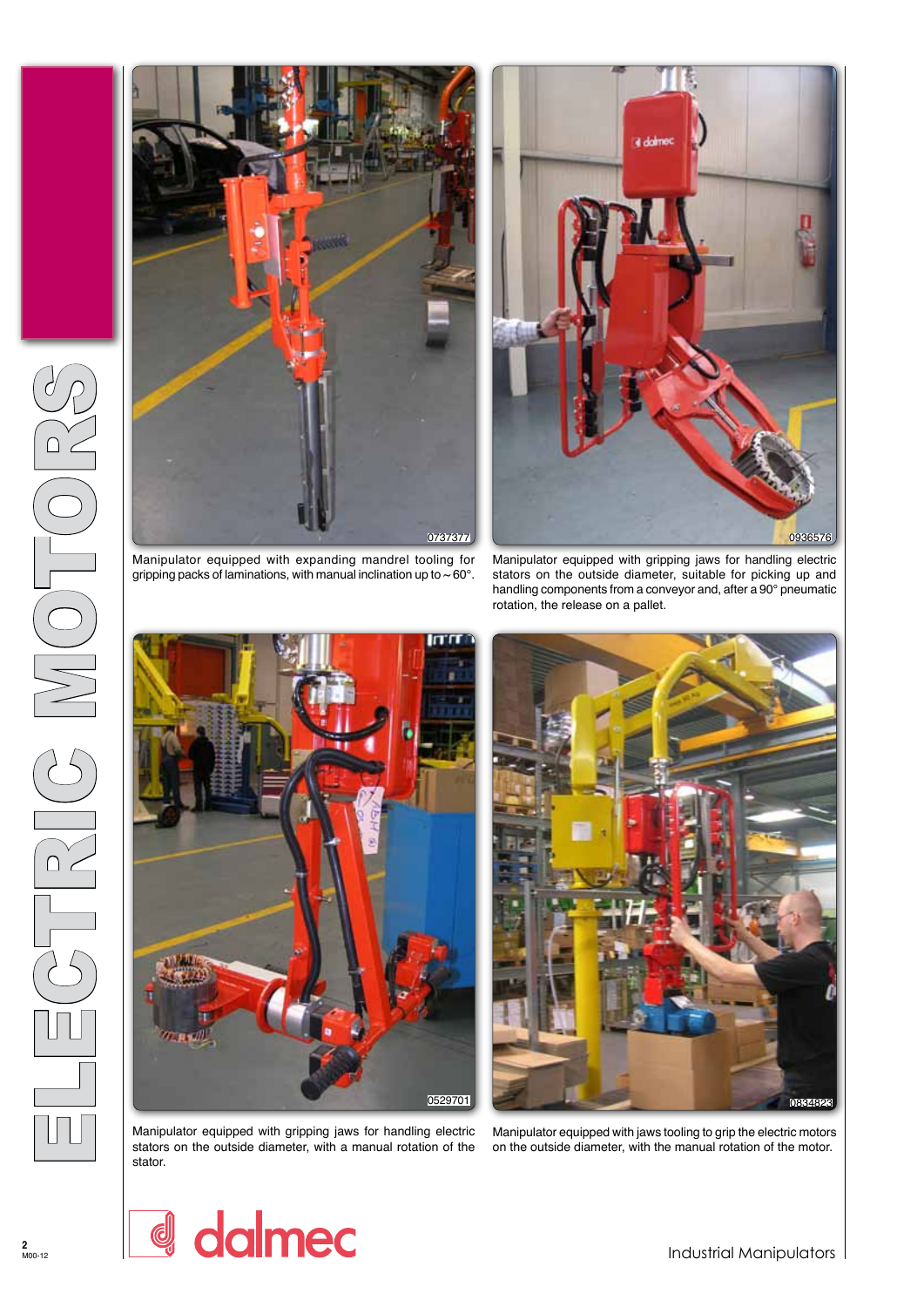# ELECTRIC MOTORS

0737377

Manipulator equipped with expanding mandrel tooling for gripping packs of laminations, with manual inclination up to ~ 60°.

0936576

Manipulator equipped with gripping jaws for handling electric stators on the outside diameter, suitable for picking up and handling components from a conveyor and, after a 90° pneumatic rotation, the release on a pallet.

0529701

Manipulator equipped with gripping jaws for handling electric stators on the outside diameter, with a manual rotation of the stator.

0834823

Manipulator equipped with jaws tooling to grip the electric motors on the outside diameter, with the manual rotation of the motor.

dalmec

Industrial Manipulators

M00-12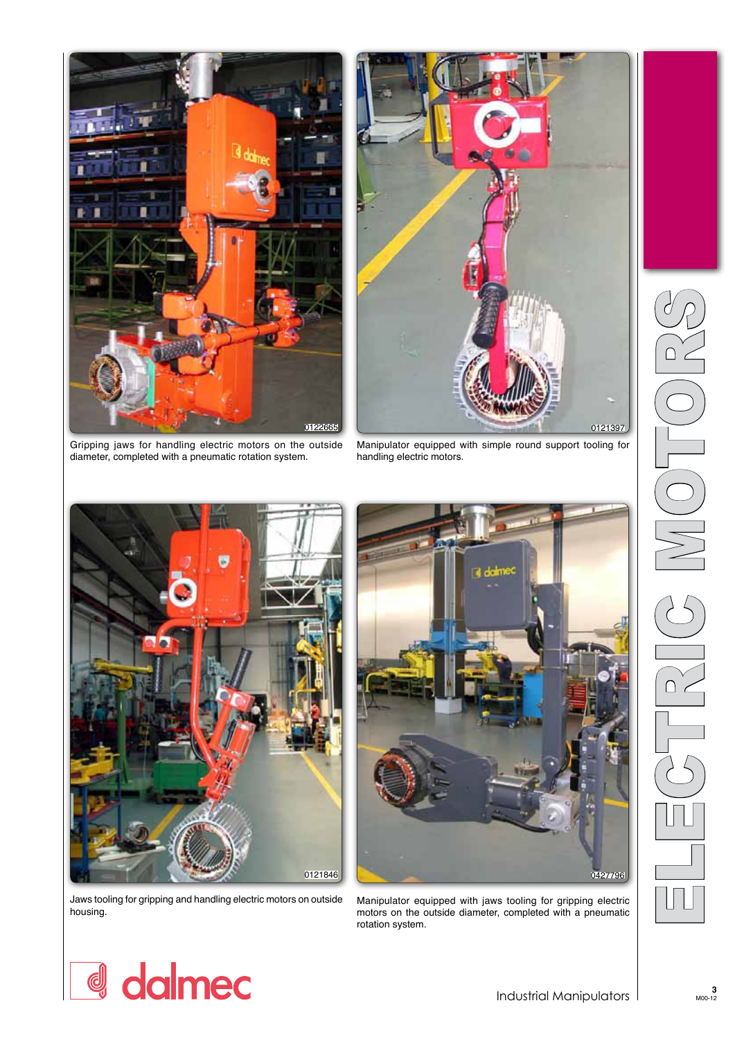Gripping jaws for handling electric motors on the outside diameter, completed with a pneumatic rotation system.

Manipulator equipped with simple round support tooling for handling electric motors.

Jaws tooling for gripping and handling electric motors on outside housing.

Manipulator equipped with jaws tooling for gripping electric motors on the outside diameter, completed with a pneumatic rotation system.

# ELECTRIC MOTORS

dalmec

Industrial Manipulators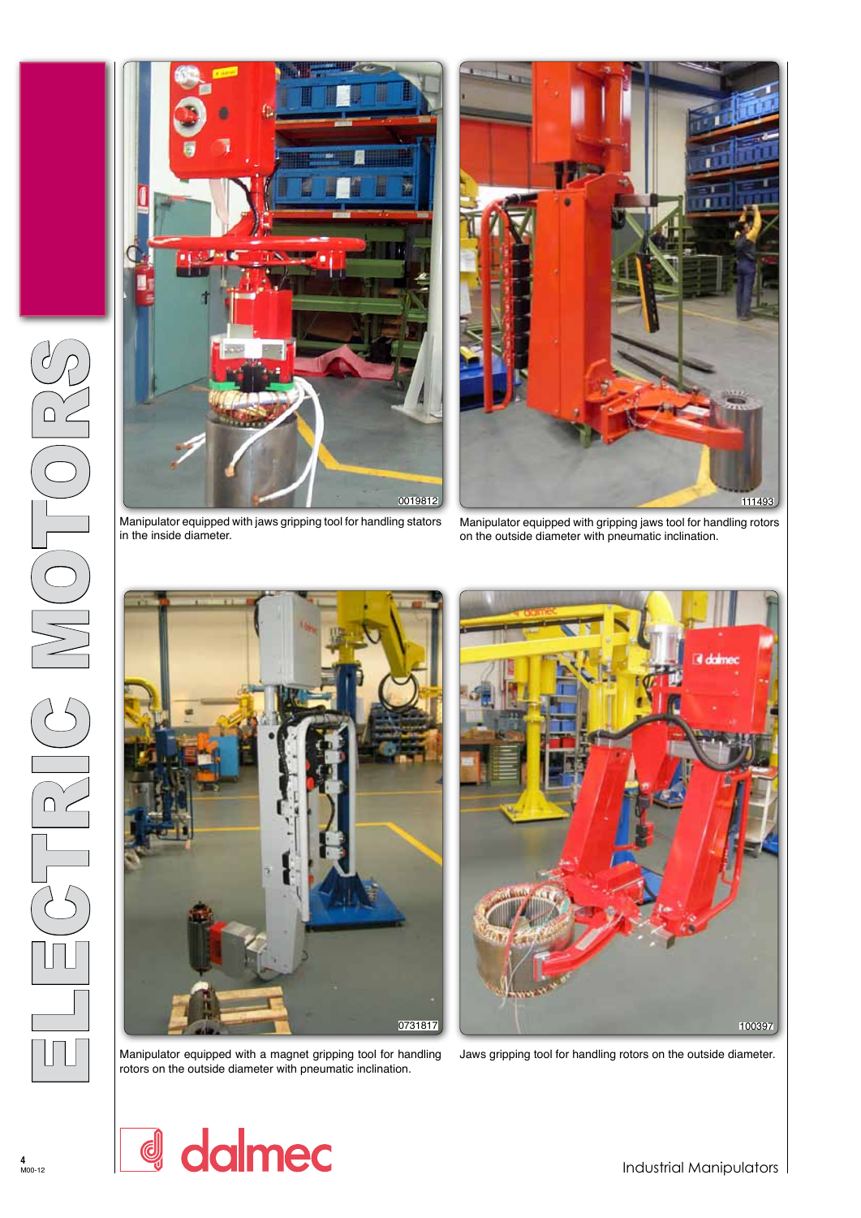# ELECTRIC MOTORS

0019812

Manipulator equipped with jaws gripping tool for handling stators in the inside diameter.

111493

Manipulator equipped with gripping jaws tool for handling rotors on the outside diameter with pneumatic inclination.

0731817

Manipulator equipped with a magnet gripping tool for handling rotors on the outside diameter with pneumatic inclination.

100397

Jaws gripping tool for handling rotors on the outside diameter.

dalmec

Industrial Manipulators

M00-12